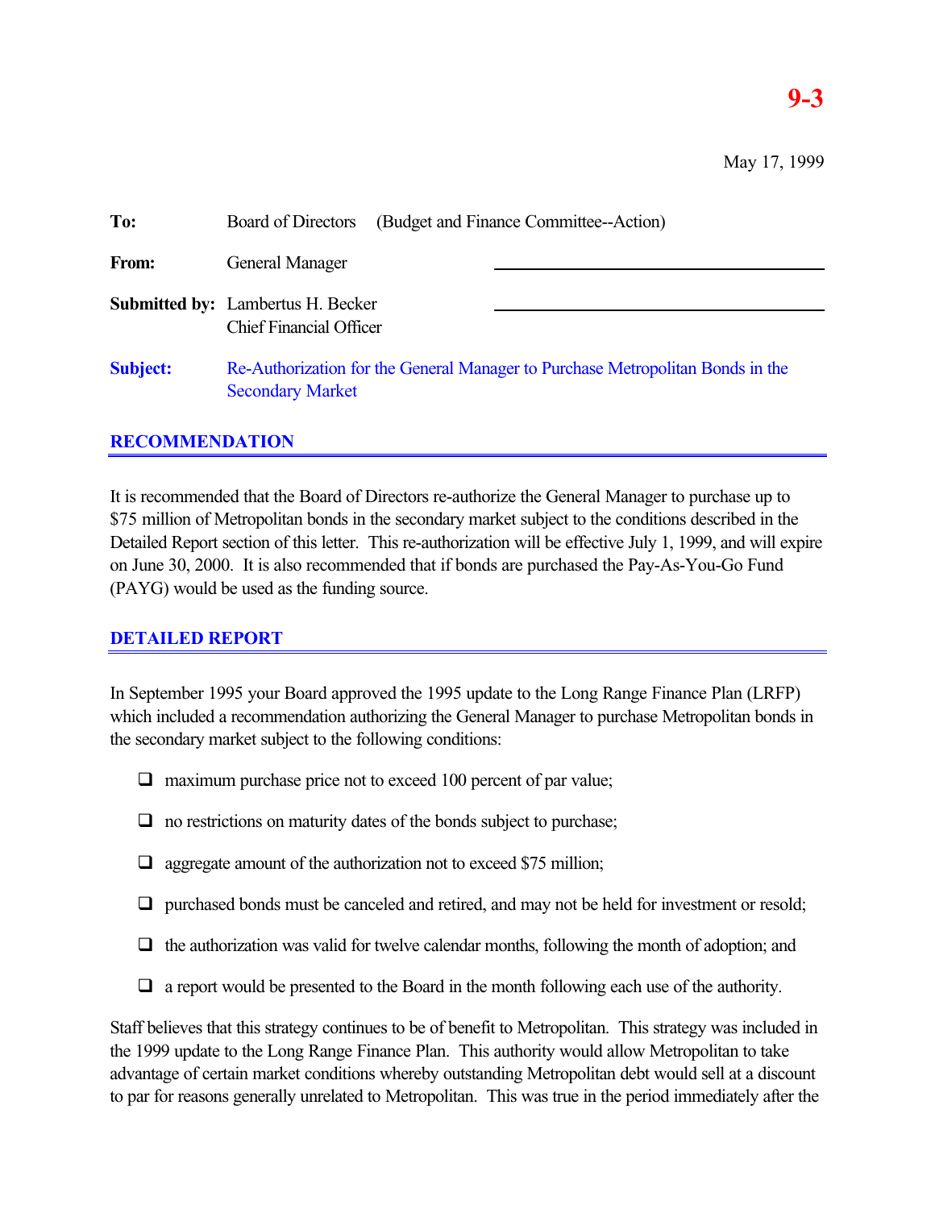**9-3**

May 17, 1999

| | |
|---|---|
| **To:** | Board of Directors (Budget and Finance Committee--Action) |
| **From:** | General Manager |
| **Submitted by:** | Lambertus H. Becker<br>Chief Financial Officer |
| **Subject:** | Re-Authorization for the General Manager to Purchase Metropolitan Bonds in the Secondary Market |

## RECOMMENDATION

It is recommended that the Board of Directors re-authorize the General Manager to purchase up to $75 million of Metropolitan bonds in the secondary market subject to the conditions described in the Detailed Report section of this letter. This re-authorization will be effective July 1, 1999, and will expire on June 30, 2000. It is also recommended that if bonds are purchased the Pay-As-You-Go Fund (PAYG) would be used as the funding source.

## DETAILED REPORT

In September 1995 your Board approved the 1995 update to the Long Range Finance Plan (LRFP) which included a recommendation authorizing the General Manager to purchase Metropolitan bonds in the secondary market subject to the following conditions:

- maximum purchase price not to exceed 100 percent of par value;
- no restrictions on maturity dates of the bonds subject to purchase;
- aggregate amount of the authorization not to exceed $75 million;
- purchased bonds must be canceled and retired, and may not be held for investment or resold;
- the authorization was valid for twelve calendar months, following the month of adoption; and
- a report would be presented to the Board in the month following each use of the authority.

Staff believes that this strategy continues to be of benefit to Metropolitan. This strategy was included in the 1999 update to the Long Range Finance Plan. This authority would allow Metropolitan to take advantage of certain market conditions whereby outstanding Metropolitan debt would sell at a discount to par for reasons generally unrelated to Metropolitan. This was true in the period immediately after the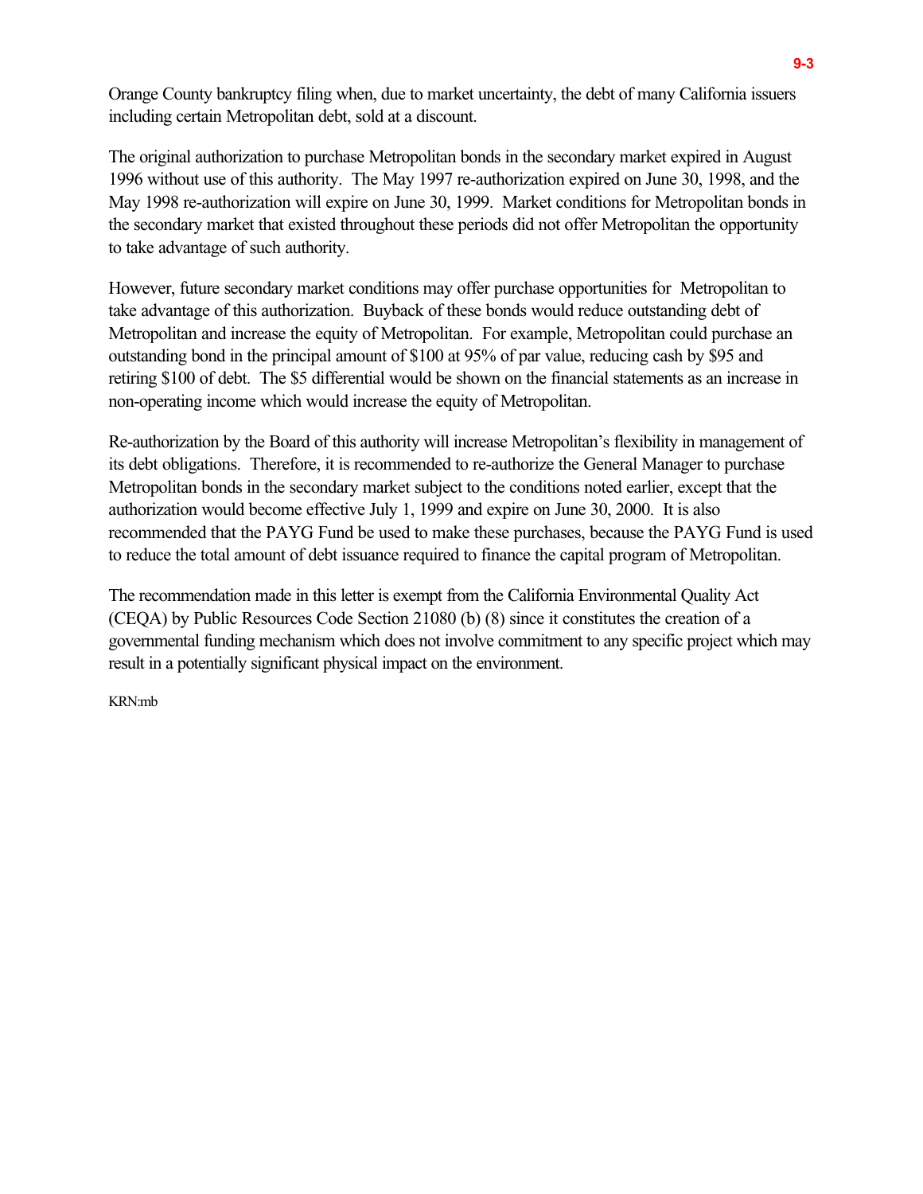Orange County bankruptcy filing when, due to market uncertainty, the debt of many California issuers including certain Metropolitan debt, sold at a discount.

The original authorization to purchase Metropolitan bonds in the secondary market expired in August 1996 without use of this authority. The May 1997 re-authorization expired on June 30, 1998, and the May 1998 re-authorization will expire on June 30, 1999. Market conditions for Metropolitan bonds in the secondary market that existed throughout these periods did not offer Metropolitan the opportunity to take advantage of such authority.

However, future secondary market conditions may offer purchase opportunities for Metropolitan to take advantage of this authorization. Buyback of these bonds would reduce outstanding debt of Metropolitan and increase the equity of Metropolitan. For example, Metropolitan could purchase an outstanding bond in the principal amount of $100 at 95% of par value, reducing cash by $95 and retiring $100 of debt. The $5 differential would be shown on the financial statements as an increase in non-operating income which would increase the equity of Metropolitan.

Re-authorization by the Board of this authority will increase Metropolitan's flexibility in management of its debt obligations. Therefore, it is recommended to re-authorize the General Manager to purchase Metropolitan bonds in the secondary market subject to the conditions noted earlier, except that the authorization would become effective July 1, 1999 and expire on June 30, 2000. It is also recommended that the PAYG Fund be used to make these purchases, because the PAYG Fund is used to reduce the total amount of debt issuance required to finance the capital program of Metropolitan.

The recommendation made in this letter is exempt from the California Environmental Quality Act (CEQA) by Public Resources Code Section 21080 (b) (8) since it constitutes the creation of a governmental funding mechanism which does not involve commitment to any specific project which may result in a potentially significant physical impact on the environment.

KRN:mb